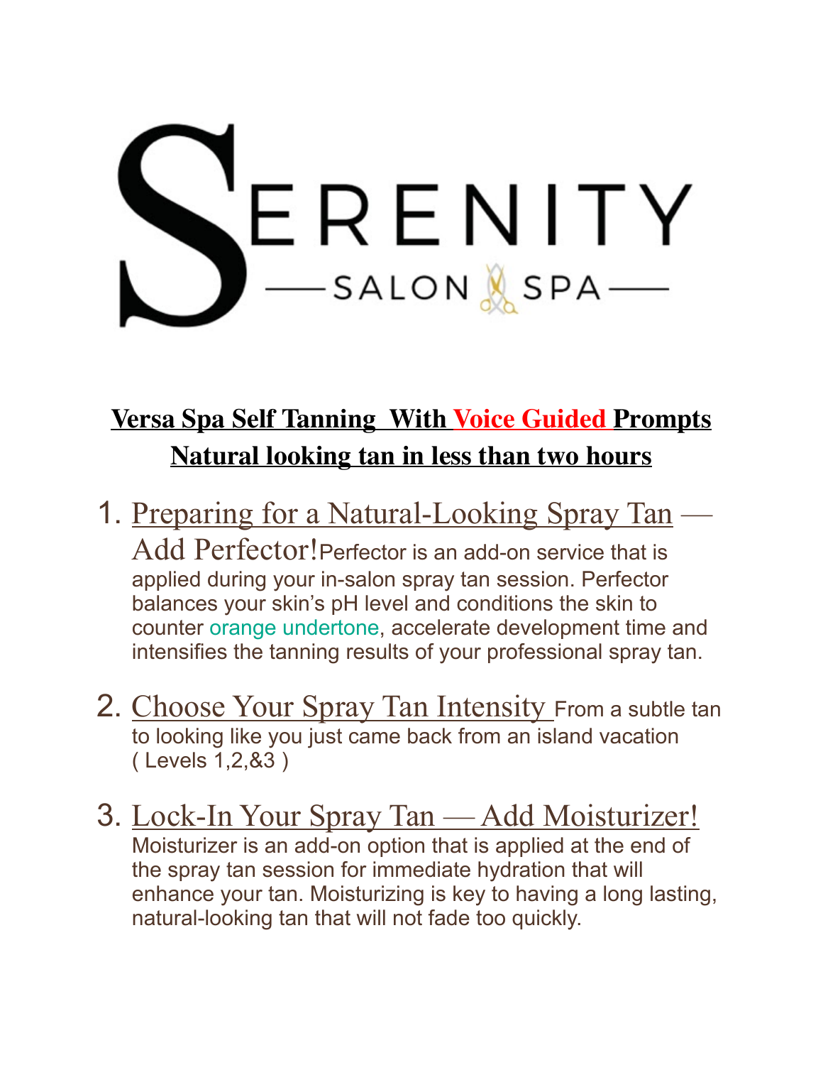# SERENITY

SALON SPA

**Versa Spa Self Tanning With Voice Guided Prompts**

**Natural looking tan in less than two hours**

1. Preparing for a Natural-Looking Spray Tan — Add Perfector! Perfector is an add-on service that is applied during your in-salon spray tan session. Perfector balances your skin's pH level and conditions the skin to counter orange undertone, accelerate development time and intensifies the tanning results of your professional spray tan.

2. Choose Your Spray Tan Intensity From a subtle tan to looking like you just came back from an island vacation ( Levels 1,2,&3 )

3. Lock-In Your Spray Tan — Add Moisturizer! Moisturizer is an add-on option that is applied at the end of the spray tan session for immediate hydration that will enhance your tan. Moisturizing is key to having a long lasting, natural-looking tan that will not fade too quickly.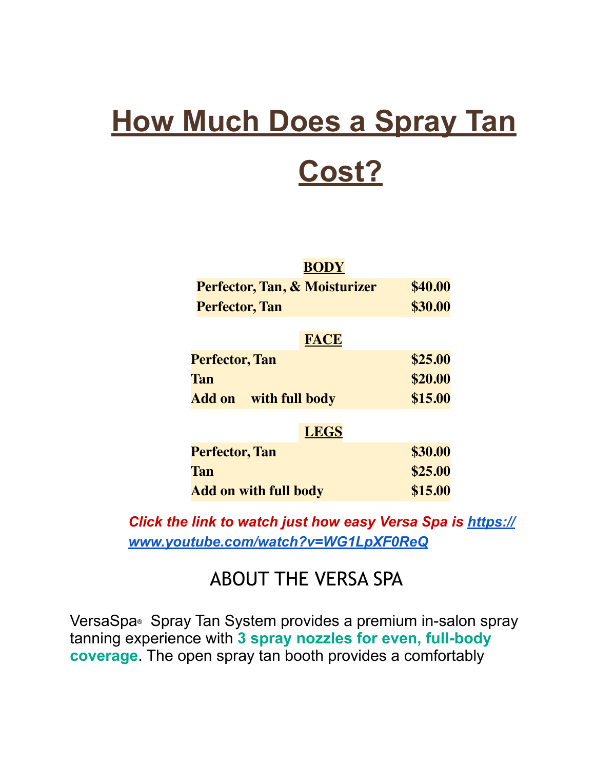# How Much Does a Spray Tan Cost?

| | |
|---|---|
| **BODY** | |
| **Perfector, Tan, & Moisturizer** | **$40.00** |
| **Perfector, Tan** | **$30.00** |

| | |
|---|---|
| **FACE** | |
| **Perfector, Tan** | **$25.00** |
| **Tan** | **$20.00** |
| **Add on with full body** | **$15.00** |

| | |
|---|---|
| **LEGS** | |
| **Perfector, Tan** | **$30.00** |
| **Tan** | **$25.00** |
| **Add on with full body** | **$15.00** |

***Click the link to watch just how easy Versa Spa is https://www.youtube.com/watch?v=WG1LpXF0ReQ***

## ABOUT THE VERSA SPA

VersaSpa® Spray Tan System provides a premium in-salon spray tanning experience with **3 spray nozzles for even, full-body coverage**. The open spray tan booth provides a comfortably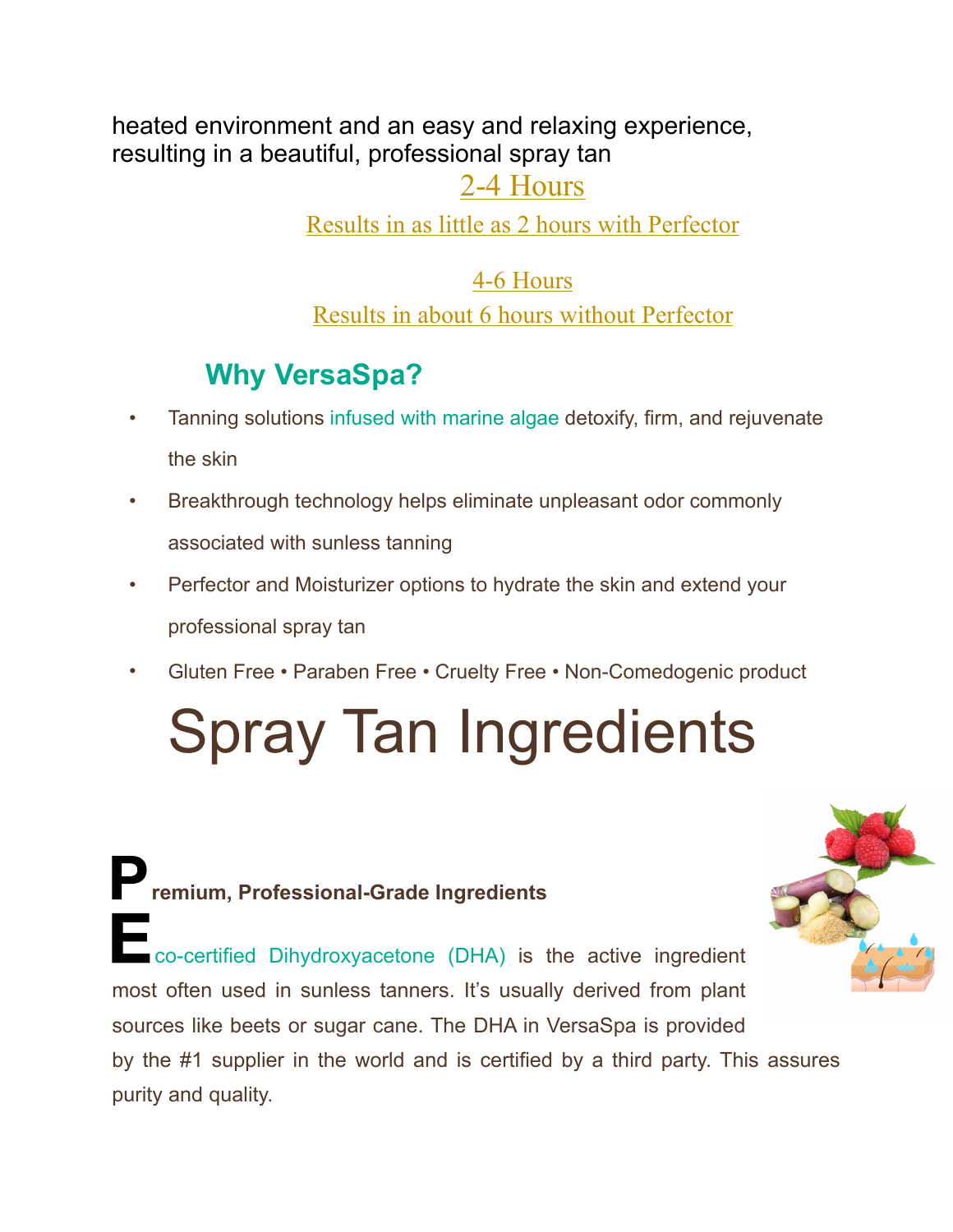heated environment and an easy and relaxing experience, resulting in a beautiful, professional spray tan

2-4 Hours

Results in as little as 2 hours with Perfector

4-6 Hours

Results in about 6 hours without Perfector

## Why VersaSpa?

- Tanning solutions infused with marine algae detoxify, firm, and rejuvenate the skin
- Breakthrough technology helps eliminate unpleasant odor commonly associated with sunless tanning
- Perfector and Moisturizer options to hydrate the skin and extend your professional spray tan
- Gluten Free • Paraben Free • Cruelty Free • Non-Comedogenic product

# Spray Tan Ingredients

**Premium, Professional-Grade Ingredients**

Eco-certified Dihydroxyacetone (DHA) is the active ingredient most often used in sunless tanners. It's usually derived from plant sources like beets or sugar cane. The DHA in VersaSpa is provided by the #1 supplier in the world and is certified by a third party. This assures purity and quality.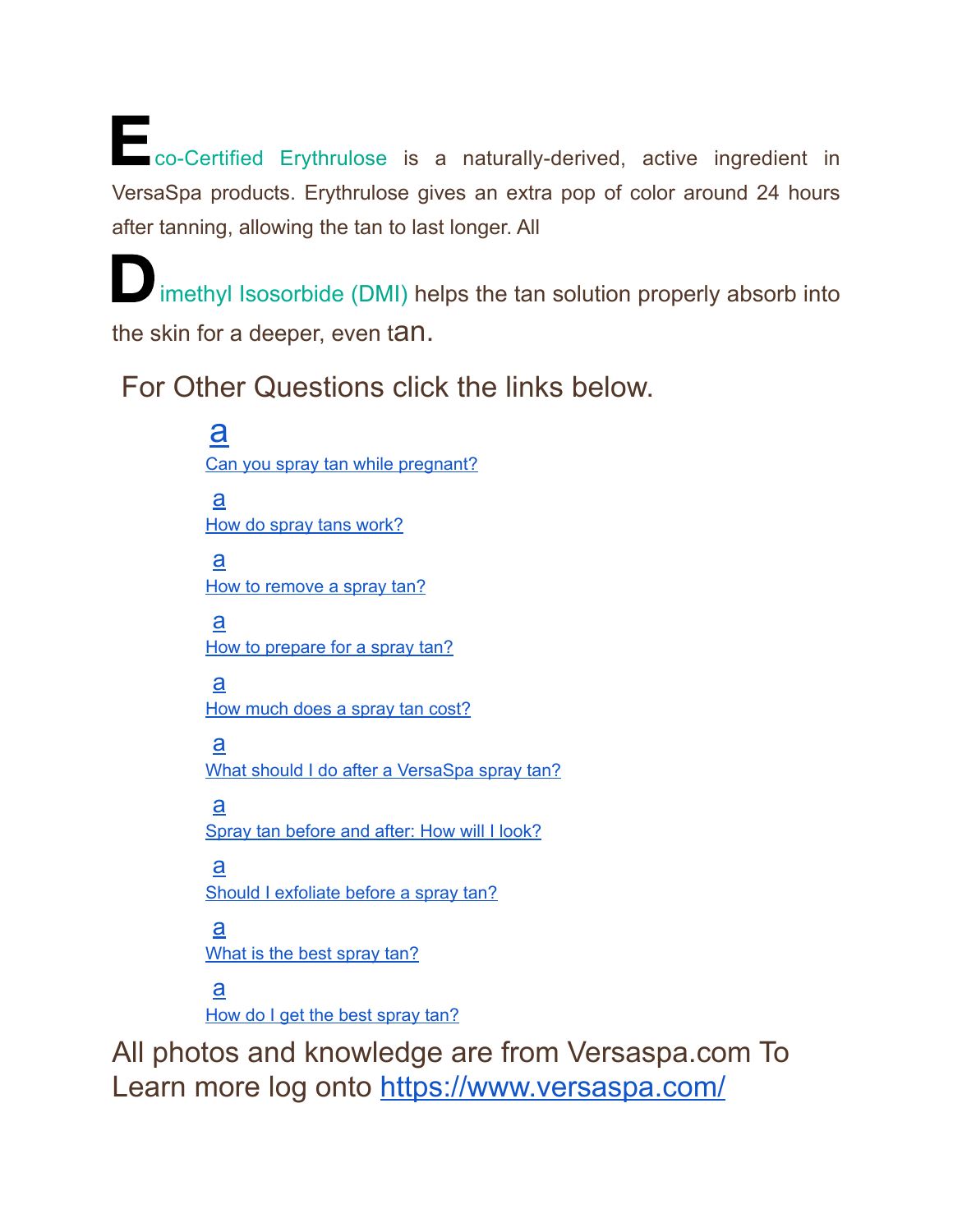**E**co-Certified Erythrulose is a naturally-derived, active ingredient in VersaSpa products. Erythrulose gives an extra pop of color around 24 hours after tanning, allowing the tan to last longer. All

**D**imethyl Isosorbide (DMI) helps the tan solution properly absorb into the skin for a deeper, even tan.

For Other Questions click the links below.

a
Can you spray tan while pregnant?

a
How do spray tans work?

a
How to remove a spray tan?

a
How to prepare for a spray tan?

a
How much does a spray tan cost?

a
What should I do after a VersaSpa spray tan?

a
Spray tan before and after: How will I look?

a
Should I exfoliate before a spray tan?

a
What is the best spray tan?

a
How do I get the best spray tan?

All photos and knowledge are from Versaspa.com To Learn more log onto https://www.versaspa.com/